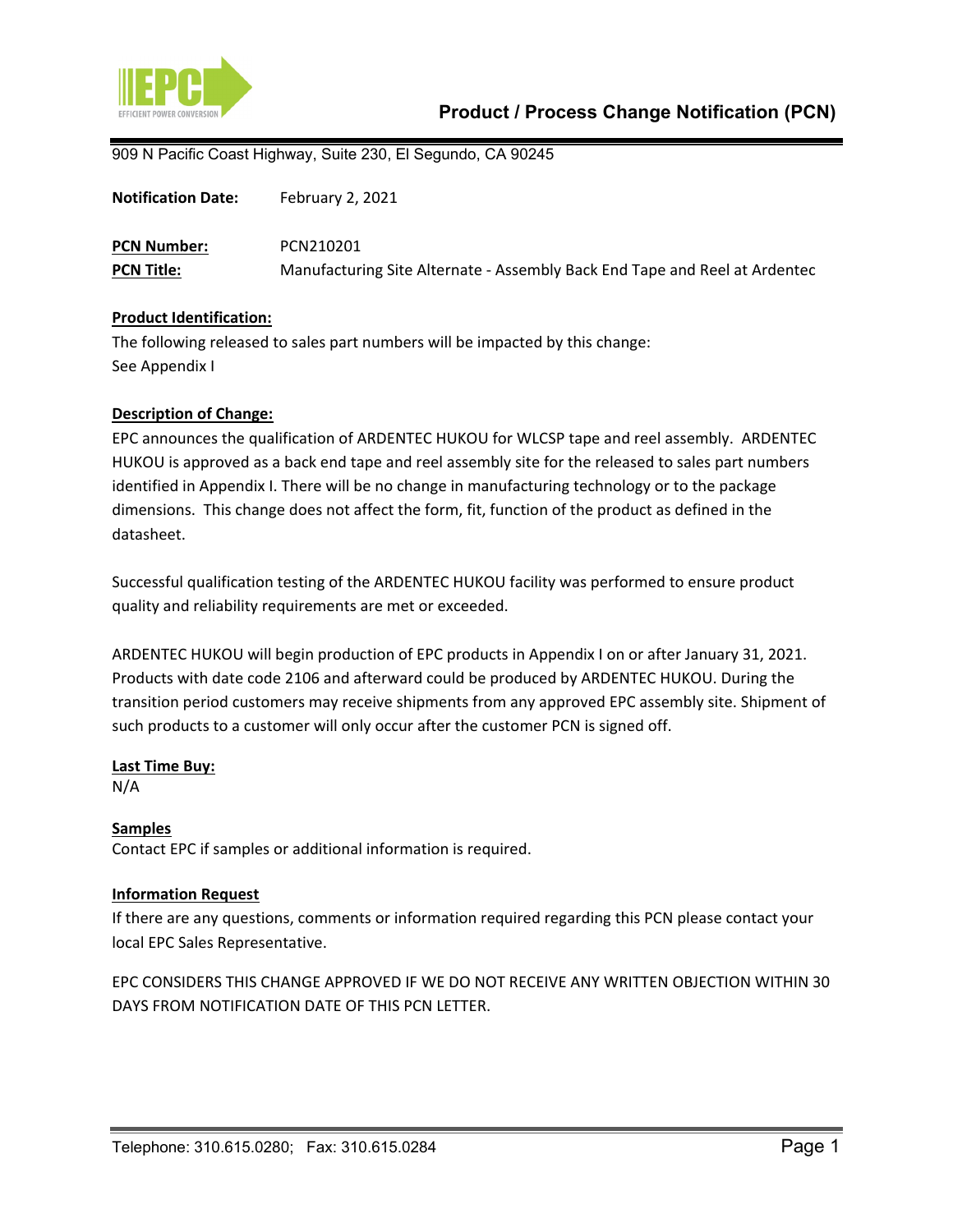# Product / Process Change Notification (PCN)

909 N Pacific Coast Highway, Suite 230, El Segundo, CA 90245

**Notification Date:** February 2, 2021

**PCN Number:** PCN210201

**PCN Title:** Manufacturing Site Alternate - Assembly Back End Tape and Reel at Ardentec

## Product Identification:

The following released to sales part numbers will be impacted by this change:
See Appendix I

## Description of Change:

EPC announces the qualification of ARDENTEC HUKOU for WLCSP tape and reel assembly. ARDENTEC HUKOU is approved as a back end tape and reel assembly site for the released to sales part numbers identified in Appendix I. There will be no change in manufacturing technology or to the package dimensions. This change does not affect the form, fit, function of the product as defined in the datasheet.

Successful qualification testing of the ARDENTEC HUKOU facility was performed to ensure product quality and reliability requirements are met or exceeded.

ARDENTEC HUKOU will begin production of EPC products in Appendix I on or after January 31, 2021. Products with date code 2106 and afterward could be produced by ARDENTEC HUKOU. During the transition period customers may receive shipments from any approved EPC assembly site. Shipment of such products to a customer will only occur after the customer PCN is signed off.

## Last Time Buy:

N/A

## Samples

Contact EPC if samples or additional information is required.

## Information Request

If there are any questions, comments or information required regarding this PCN please contact your local EPC Sales Representative.

EPC CONSIDERS THIS CHANGE APPROVED IF WE DO NOT RECEIVE ANY WRITTEN OBJECTION WITHIN 30 DAYS FROM NOTIFICATION DATE OF THIS PCN LETTER.

Telephone: 310.615.0280; Fax: 310.615.0284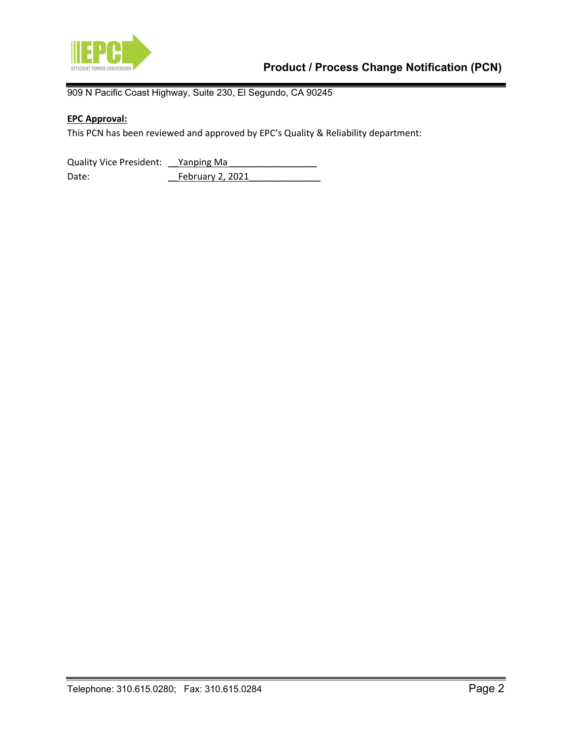909 N Pacific Coast Highway, Suite 230, El Segundo, CA 90245

**EPC Approval:**

This PCN has been reviewed and approved by EPC's Quality & Reliability department:

Quality Vice President: Yanping Ma

Date: February 2, 2021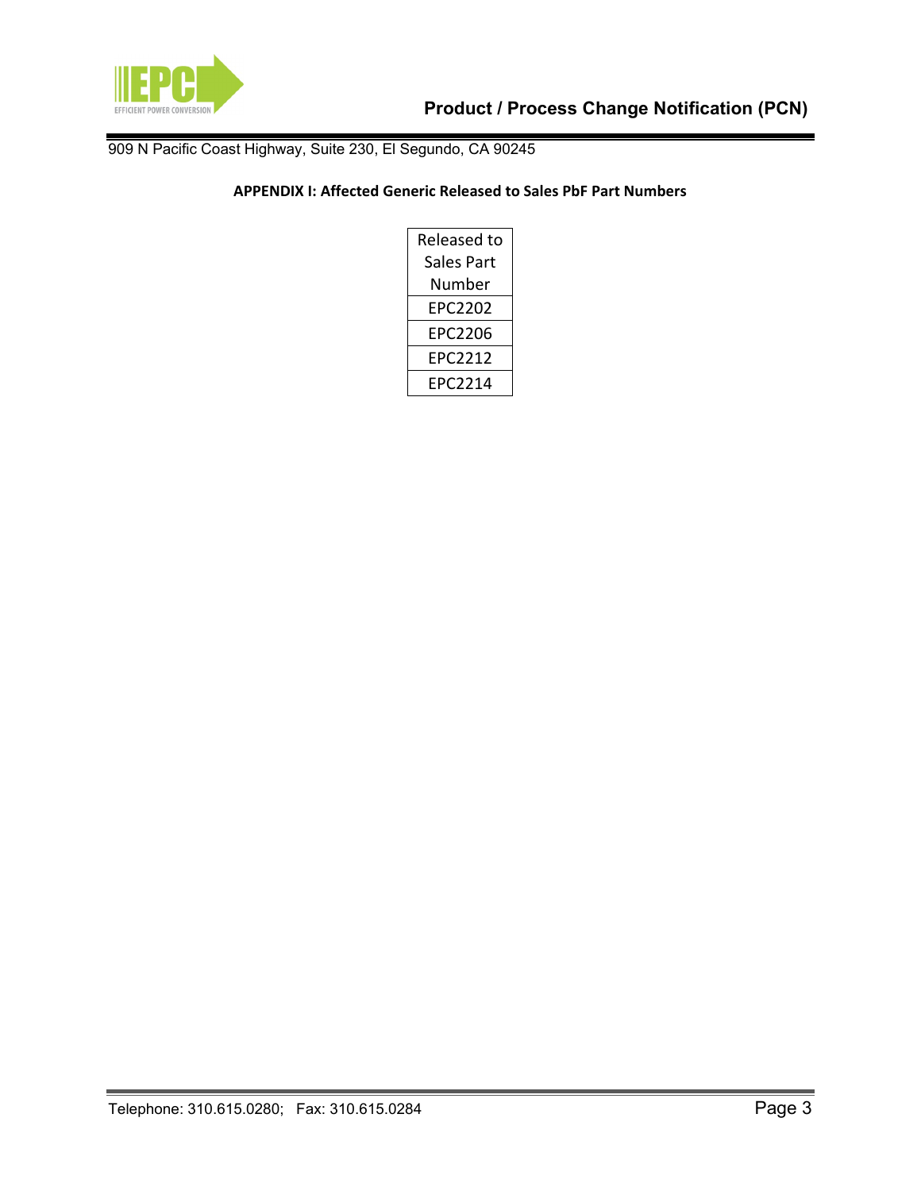## APPENDIX I: Affected Generic Released to Sales PbF Part Numbers

| Released to Sales Part Number |
|---|
| EPC2202 |
| EPC2206 |
| EPC2212 |
| EPC2214 |